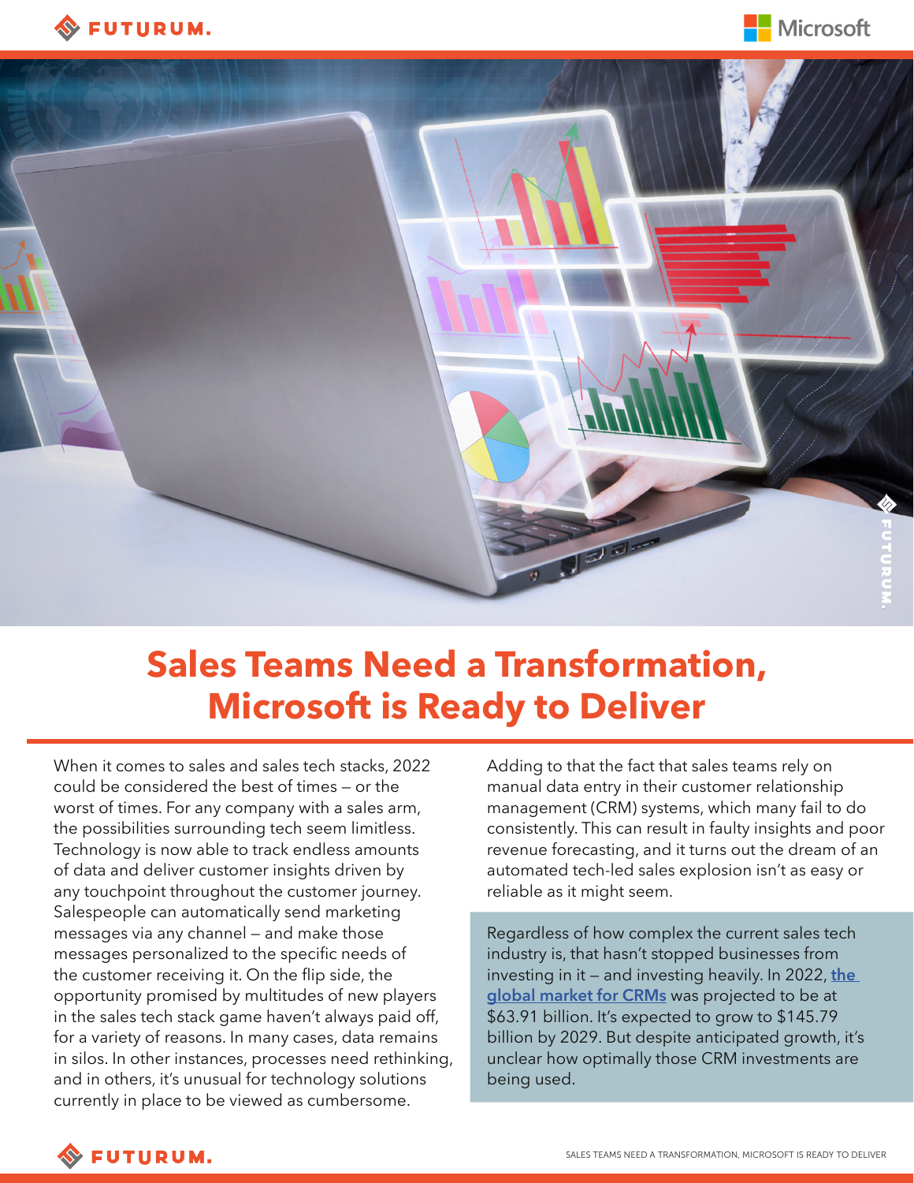# Sales Teams Need a Transformation, Microsoft is Ready to Deliver

When it comes to sales and sales tech stacks, 2022 could be considered the best of times – or the worst of times. For any company with a sales arm, the possibilities surrounding tech seem limitless. Technology is now able to track endless amounts of data and deliver customer insights driven by any touchpoint throughout the customer journey. Salespeople can automatically send marketing messages via any channel – and make those messages personalized to the specific needs of the customer receiving it. On the flip side, the opportunity promised by multitudes of new players in the sales tech stack game haven't always paid off, for a variety of reasons. In many cases, data remains in silos. In other instances, processes need rethinking, and in others, it's unusual for technology solutions currently in place to be viewed as cumbersome.

Adding to that the fact that sales teams rely on manual data entry in their customer relationship management (CRM) systems, which many fail to do consistently. This can result in faulty insights and poor revenue forecasting, and it turns out the dream of an automated tech-led sales explosion isn't as easy or reliable as it might seem.

Regardless of how complex the current sales tech industry is, that hasn't stopped businesses from investing in it – and investing heavily. In 2022, the global market for CRMs was projected to be at $63.91 billion. It's expected to grow to $145.79 billion by 2029. But despite anticipated growth, it's unclear how optimally those CRM investments are being used.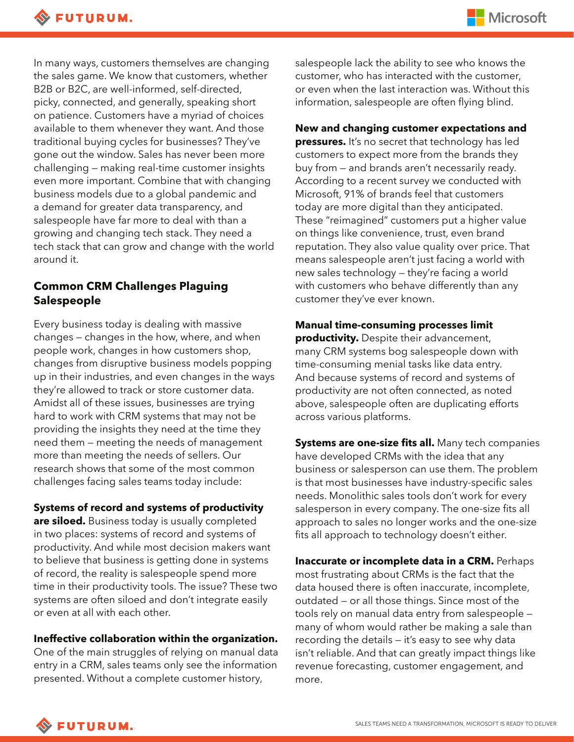In many ways, customers themselves are changing the sales game. We know that customers, whether B2B or B2C, are well-informed, self-directed, picky, connected, and generally, speaking short on patience. Customers have a myriad of choices available to them whenever they want. And those traditional buying cycles for businesses? They've gone out the window. Sales has never been more challenging — making real-time customer insights even more important. Combine that with changing business models due to a global pandemic and a demand for greater data transparency, and salespeople have far more to deal with than a growing and changing tech stack. They need a tech stack that can grow and change with the world around it.

## Common CRM Challenges Plaguing Salespeople

Every business today is dealing with massive changes — changes in the how, where, and when people work, changes in how customers shop, changes from disruptive business models popping up in their industries, and even changes in the ways they're allowed to track or store customer data. Amidst all of these issues, businesses are trying hard to work with CRM systems that may not be providing the insights they need at the time they need them — meeting the needs of management more than meeting the needs of sellers. Our research shows that some of the most common challenges facing sales teams today include:

**Systems of record and systems of productivity are siloed.** Business today is usually completed in two places: systems of record and systems of productivity. And while most decision makers want to believe that business is getting done in systems of record, the reality is salespeople spend more time in their productivity tools. The issue? These two systems are often siloed and don't integrate easily or even at all with each other.

**Ineffective collaboration within the organization.** One of the main struggles of relying on manual data entry in a CRM, sales teams only see the information presented. Without a complete customer history, salespeople lack the ability to see who knows the customer, who has interacted with the customer, or even when the last interaction was. Without this information, salespeople are often flying blind.

**New and changing customer expectations and pressures.** It's no secret that technology has led customers to expect more from the brands they buy from — and brands aren't necessarily ready. According to a recent survey we conducted with Microsoft, 91% of brands feel that customers today are more digital than they anticipated. These "reimagined" customers put a higher value on things like convenience, trust, even brand reputation. They also value quality over price. That means salespeople aren't just facing a world with new sales technology — they're facing a world with customers who behave differently than any customer they've ever known.

**Manual time-consuming processes limit productivity.** Despite their advancement, many CRM systems bog salespeople down with time-consuming menial tasks like data entry. And because systems of record and systems of productivity are not often connected, as noted above, salespeople often are duplicating efforts across various platforms.

**Systems are one-size fits all.** Many tech companies have developed CRMs with the idea that any business or salesperson can use them. The problem is that most businesses have industry-specific sales needs. Monolithic sales tools don't work for every salesperson in every company. The one-size fits all approach to sales no longer works and the one-size fits all approach to technology doesn't either.

**Inaccurate or incomplete data in a CRM.** Perhaps most frustrating about CRMs is the fact that the data housed there is often inaccurate, incomplete, outdated — or all those things. Since most of the tools rely on manual data entry from salespeople — many of whom would rather be making a sale than recording the details — it's easy to see why data isn't reliable. And that can greatly impact things like revenue forecasting, customer engagement, and more.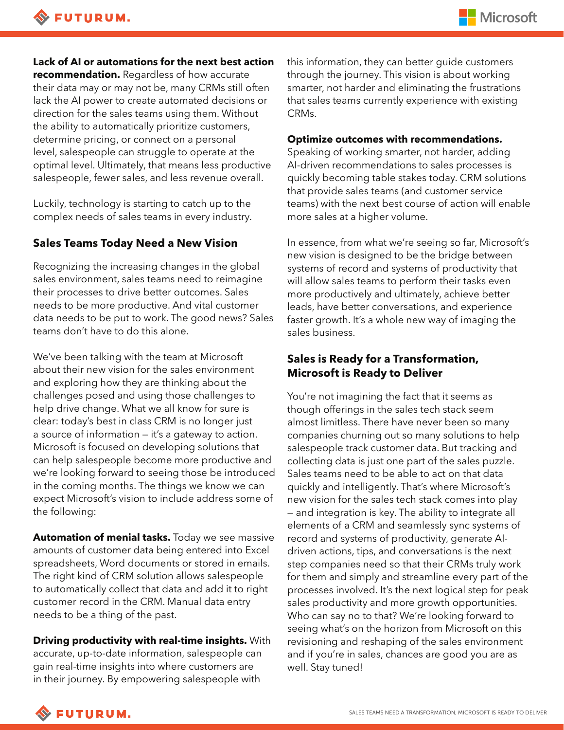**Lack of AI or automations for the next best action recommendation.** Regardless of how accurate their data may or may not be, many CRMs still often lack the AI power to create automated decisions or direction for the sales teams using them. Without the ability to automatically prioritize customers, determine pricing, or connect on a personal level, salespeople can struggle to operate at the optimal level. Ultimately, that means less productive salespeople, fewer sales, and less revenue overall.

Luckily, technology is starting to catch up to the complex needs of sales teams in every industry.

## Sales Teams Today Need a New Vision

Recognizing the increasing changes in the global sales environment, sales teams need to reimagine their processes to drive better outcomes. Sales needs to be more productive. And vital customer data needs to be put to work. The good news? Sales teams don't have to do this alone.

We've been talking with the team at Microsoft about their new vision for the sales environment and exploring how they are thinking about the challenges posed and using those challenges to help drive change. What we all know for sure is clear: today's best in class CRM is no longer just a source of information — it's a gateway to action. Microsoft is focused on developing solutions that can help salespeople become more productive and we're looking forward to seeing those be introduced in the coming months. The things we know we can expect Microsoft's vision to include address some of the following:

**Automation of menial tasks.** Today we see massive amounts of customer data being entered into Excel spreadsheets, Word documents or stored in emails. The right kind of CRM solution allows salespeople to automatically collect that data and add it to right customer record in the CRM. Manual data entry needs to be a thing of the past.

**Driving productivity with real-time insights.** With accurate, up-to-date information, salespeople can gain real-time insights into where customers are in their journey. By empowering salespeople with this information, they can better guide customers through the journey. This vision is about working smarter, not harder and eliminating the frustrations that sales teams currently experience with existing CRMs.

**Optimize outcomes with recommendations.** Speaking of working smarter, not harder, adding AI-driven recommendations to sales processes is quickly becoming table stakes today. CRM solutions that provide sales teams (and customer service teams) with the next best course of action will enable more sales at a higher volume.

In essence, from what we're seeing so far, Microsoft's new vision is designed to be the bridge between systems of record and systems of productivity that will allow sales teams to perform their tasks even more productively and ultimately, achieve better leads, have better conversations, and experience faster growth. It's a whole new way of imaging the sales business.

## Sales is Ready for a Transformation, Microsoft is Ready to Deliver

You're not imagining the fact that it seems as though offerings in the sales tech stack seem almost limitless. There have never been so many companies churning out so many solutions to help salespeople track customer data. But tracking and collecting data is just one part of the sales puzzle. Sales teams need to be able to act on that data quickly and intelligently. That's where Microsoft's new vision for the sales tech stack comes into play — and integration is key. The ability to integrate all elements of a CRM and seamlessly sync systems of record and systems of productivity, generate AI-driven actions, tips, and conversations is the next step companies need so that their CRMs truly work for them and simply and streamline every part of the processes involved. It's the next logical step for peak sales productivity and more growth opportunities. Who can say no to that? We're looking forward to seeing what's on the horizon from Microsoft on this revisioning and reshaping of the sales environment and if you're in sales, chances are good you are as well. Stay tuned!